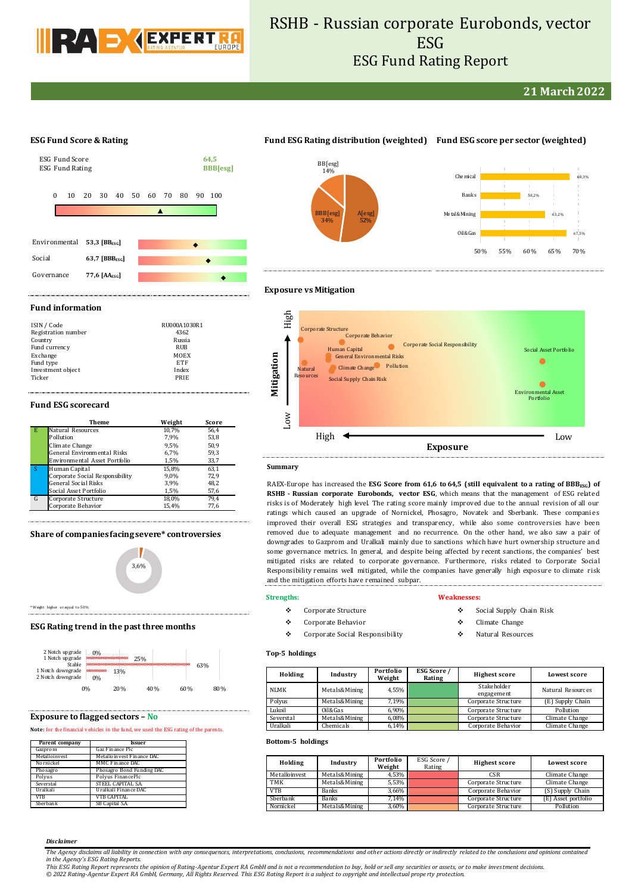# RSHB - Russian corporate Eurobonds, vector ESG

## ESG Fund Rating Report

**21 March 2022**

## ESG Fund Score & Rating

| | |
|---|---|
| ESG Fund Score | 64,5 |
| ESG Fund Rating | BBB[esg] |

| | |
|---|---|
| Environmental | 53,3 [BB$_{ESG}$] |
| Social | 63,7 [BBB$_{ESG}$] |
| Governance | 77,6 [AA$_{ESG}$] |

## Fund ESG Rating distribution (weighted)

- A[esg] 52%
- BBB[esg] 34%
- BB[esg] 14%

## Fund ESG score per sector (weighted)

| Sector | Score |
|---|---|
| Chemical | 68,3% |
| Banks | 58,2% |
| Metal&Mining | 63,2% |
| Oil&Gas | 67,5% |

## Fund information

| | |
|---|---|
| ISIN / Code | RU000A1030R1 |
| Registration number | 4362 |
| Country | Russia |
| Fund currency | RUB |
| Exchange | MOEX |
| Fund type | ETF |
| Investment object | Index |
| Ticker | PRIE |

## Fund ESG scorecard

| | Theme | Weight | Score |
|---|---|---|---|
| E | Natural Resources | 10,7% | 56,4 |
| | Pollution | 7,9% | 53,8 |
| | Climate Change | 9,5% | 50,9 |
| | General Environmental Risks | 6,7% | 59,3 |
| | Environmental Asset Portfolio | 1,5% | 33,7 |
| S | Human Capital | 15,8% | 63,1 |
| | Corporate Social Responsibility | 9,0% | 72,9 |
| | General Social Risks | 3,9% | 48,2 |
| | Social Asset Portfolio | 1,5% | 57,6 |
| G | Corporate Structure | 18,0% | 79,4 |
| | Corporate Behavior | 15,4% | 77,6 |

## Share of companies facing severe* controversies

3,6%

*Weight higher or equal to 50%

## ESG Rating trend in the past three months

| | |
|---|---|
| 2 Notch upgrade | 0% |
| 1 Notch upgrade | 25% |
| Stable | 63% |
| 1 Notch downgrade | 13% |
| 2 Notch downgrade | 0% |

## Exposure to flagged sectors – No

**Note:** for the financial vehicles in the fund, we used the ESG rating of the parents.

| Parent company | Issuer |
|---|---|
| Gazprom | Gaz Finance Plc |
| Metalloinvest | Metalloinvest Finance DAC |
| Nornickel | MMC Finance DAC |
| Phosagro | Phosagro Bond Funding DAC |
| Polyus | Polyus Finance Plc |
| Severstal | STEEL CAPITAL SA |
| Uralkali | Uralkali Finance DAC |
| VTB | VTB CAPITAL |
| Sberbank | SB Capital SA |

## Exposure vs Mitigation

Chart axes: Mitigation (Low – High), Exposure (High – Low). Labels: Corporate Structure, Corporate Behavior, Corporate Social Responsibility, Human Capital, General Environmental Risks, Natural Resources, Climate Change, Pollution, Social Supply Chain Risk, Social Asset Portfolio, Environmental Asset Portfolio.

## Summary

RAEX-Europe has increased the **ESG Score from 61,6 to 64,5 (still equivalent to a rating of BBB$_{ESG}$) of RSHB - Russian corporate Eurobonds, vector ESG**, which means that the management of ESG related risks is of Moderately high level. The rating score mainly improved due to the annual revision of all our ratings which caused an upgrade of Nornickel, Phosagro, Novatek and Sberbank. These companies improved their overall ESG strategies and transparency, while also some controversies have been removed due to adequate management and no recurrence. On the other hand, we also saw a pair of downgrades to Gazprom and Uralkali mainly due to sanctions which have hurt ownership structure and some governance metrics. In general, and despite being affected by recent sanctions, the companies' best mitigated risks are related to corporate governance. Furthermore, risks related to Corporate Social Responsibility remains well mitigated, while the companies have generally high exposure to climate risk and the mitigation efforts have remained subpar.

**Strengths:**

- Corporate Structure
- Corporate Behavior
- Corporate Social Responsibility

**Weaknesses:**

- Social Supply Chain Risk
- Climate Change
- Natural Resources

### Top-5 holdings

| Holding | Industry | Portfolio Weight | ESG Score / Rating | Highest score | Lowest score |
|---|---|---|---|---|---|
| NLMK | Metals&Mining | 4,55% | | Stakeholder engagement | Natural Resources |
| Polyus | Metals&Mining | 7,19% | | Corporate Structure | (E) Supply Chain |
| Lukoil | Oil&Gas | 6,90% | | Corporate Structure | Pollution |
| Severstal | Metals&Mining | 6,08% | | Corporate Structure | Climate Change |
| Uralkali | Chemicals | 6,14% | | Corporate Behavior | Climate Change |

### Bottom-5 holdings

| Holding | Industry | Portfolio Weight | ESG Score / Rating | Highest score | Lowest score |
|---|---|---|---|---|---|
| Metalloinvest | Metals&Mining | 4,53% | | CSR | Climate Change |
| TMK | Metals&Mining | 5,53% | | Corporate Structure | Climate Change |
| VTB | Banks | 3,66% | | Corporate Behavior | (S) Supply Chain |
| Sberbank | Banks | 7,14% | | Corporate Structure | (E) Asset portfolio |
| Nornickel | Metals&Mining | 3,60% | | Corporate Structure | Pollution |

***Disclaimer***

*The Agency disclaims all liability in connection with any consequences, interpretations, conclusions, recommendations and other actions directly or indirectly related to the conclusions and opinions contained in the Agency's ESG Rating Reports.*
*This ESG Rating Report represents the opinion of Rating-Agentur Expert RA GmbH and is not a recommendation to buy, hold or sell any securities or assets, or to make investment decisions.*
*© 2022 Rating-Agentur Expert RA GmbH, Germany, All Rights Reserved. This ESG Rating Report is a subject to copyright and intellectual property protection.*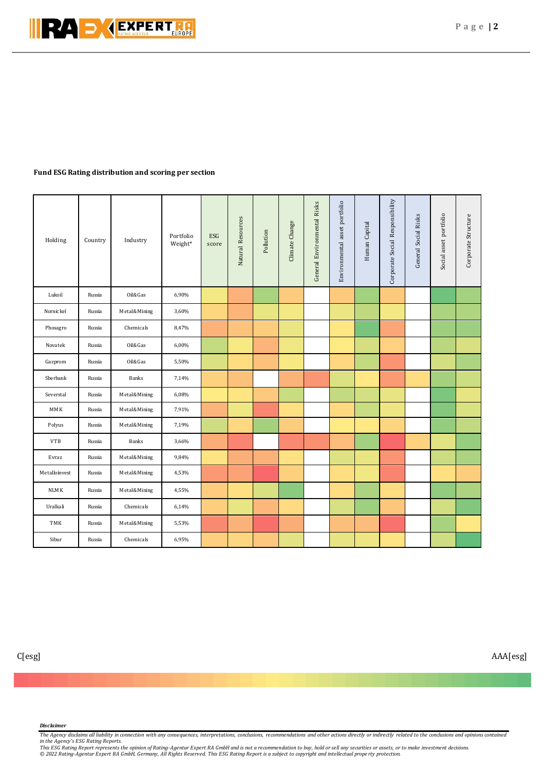**Fund ESG Rating distribution and scoring per section**

| Holding | Country | Industry | Portfolio Weight* | ESG score | Natural Resources | Pollution | Climate Change | General Environmental Risks | Environmental asset portfolio | Human Capital | Corporate Social Responsibility | General Social Risks | Social asset portfolio | Corporate Structure |
|---|---|---|---|---|---|---|---|---|---|---|---|---|---|---|
| Lukoil | Russia | Oil&Gas | 6,90% | | | | | | | | | | | |
| Nornickel | Russia | Metal&Mining | 3,60% | | | | | | | | | | | |
| Phosagro | Russia | Chemicals | 8,47% | | | | | | | | | | | |
| Novatek | Russia | Oil&Gas | 6,00% | | | | | | | | | | | |
| Gazprom | Russia | Oil&Gas | 5,50% | | | | | | | | | | | |
| Sberbank | Russia | Banks | 7,14% | | | | | | | | | | | |
| Severstal | Russia | Metal&Mining | 6,08% | | | | | | | | | | | |
| MMK | Russia | Metal&Mining | 7,91% | | | | | | | | | | | |
| Polyus | Russia | Metal&Mining | 7,19% | | | | | | | | | | | |
| VTB | Russia | Banks | 3,66% | | | | | | | | | | | |
| Evraz | Russia | Metal&Mining | 9,84% | | | | | | | | | | | |
| Metalloinvest | Russia | Metal&Mining | 4,53% | | | | | | | | | | | |
| NLMK | Russia | Metal&Mining | 4,55% | | | | | | | | | | | |
| Uralkali | Russia | Chemicals | 6,14% | | | | | | | | | | | |
| TMK | Russia | Metal&Mining | 5,53% | | | | | | | | | | | |
| Sibur | Russia | Chemicals | 6,95% | | | | | | | | | | | |

C[esg] — AAA[esg]

***Disclaimer***

*The Agency disclaims all liability in connection with any consequences, interpretations, conclusions, recommendations and other actions directly or indirectly related to the conclusions and opinions contained in the Agency's ESG Rating Reports.*
*This ESG Rating Report represents the opinion of Rating-Agentur Expert RA GmbH and is not a recommendation to buy, hold or sell any securities or assets, or to make investment decisions.*
*© 2022 Rating-Agentur Expert RA GmbH, Germany, All Rights Reserved. This ESG Rating Report is a subject to copyright and intellectual property protection.*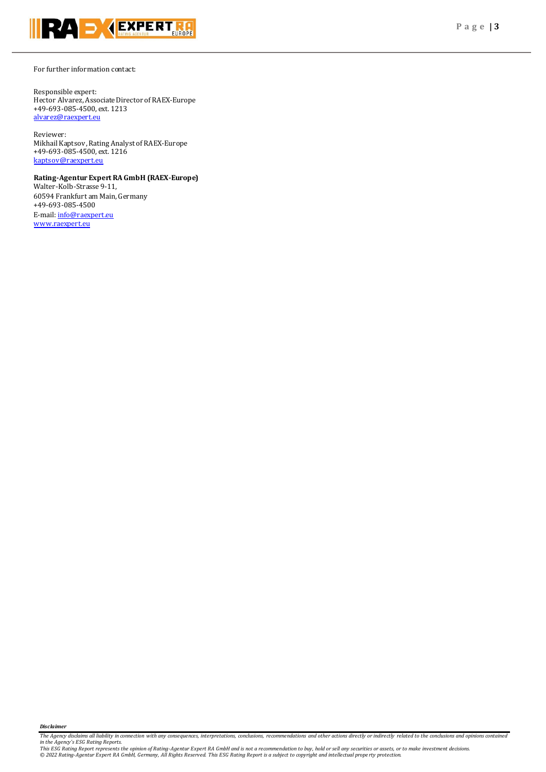For further information contact:

Responsible expert:
Hector Alvarez, Associate Director of RAEX-Europe
+49-693-085-4500, ext. 1213
alvarez@raexpert.eu

Reviewer:
Mikhail Kaptsov, Rating Analyst of RAEX-Europe
+49-693-085-4500, ext. 1216
kaptsov@raexpert.eu

**Rating-Agentur Expert RA GmbH (RAEX-Europe)**
Walter-Kolb-Strasse 9-11,
60594 Frankfurt am Main, Germany
+49-693-085-4500
E-mail: info@raexpert.eu
www.raexpert.eu

***Disclaimer***

*The Agency disclaims all liability in connection with any consequences, interpretations, conclusions, recommendations and other actions directly or indirectly related to the conclusions and opinions contained in the Agency's ESG Rating Reports.*
*This ESG Rating Report represents the opinion of Rating-Agentur Expert RA GmbH and is not a recommendation to buy, hold or sell any securities or assets, or to make investment decisions.*
*© 2022 Rating-Agentur Expert RA GmbH, Germany, All Rights Reserved. This ESG Rating Report is a subject to copyright and intellectual property protection.*